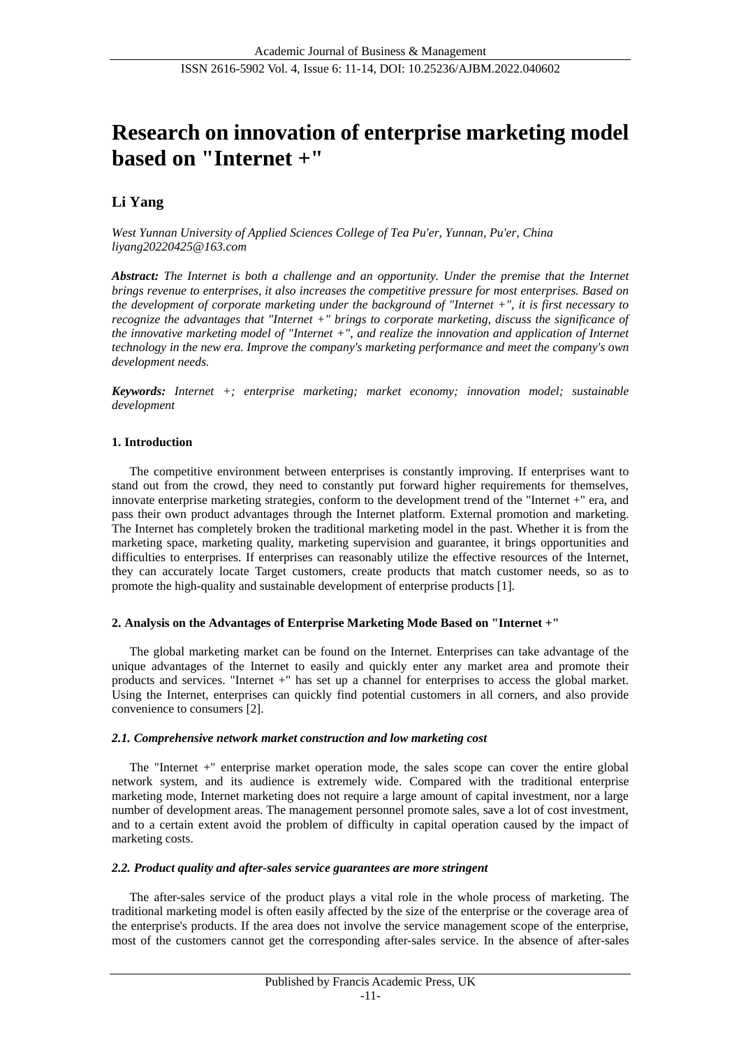# Research on innovation of enterprise marketing model based on "Internet +"

**Li Yang**

*West Yunnan University of Applied Sciences College of Tea Pu'er, Yunnan, Pu'er, China*
*liyang20220425@163.com*

***Abstract:*** *The Internet is both a challenge and an opportunity. Under the premise that the Internet brings revenue to enterprises, it also increases the competitive pressure for most enterprises. Based on the development of corporate marketing under the background of "Internet +", it is first necessary to recognize the advantages that "Internet +" brings to corporate marketing, discuss the significance of the innovative marketing model of "Internet +", and realize the innovation and application of Internet technology in the new era. Improve the company's marketing performance and meet the company's own development needs.*

***Keywords:*** *Internet +; enterprise marketing; market economy; innovation model; sustainable development*

## 1. Introduction

The competitive environment between enterprises is constantly improving. If enterprises want to stand out from the crowd, they need to constantly put forward higher requirements for themselves, innovate enterprise marketing strategies, conform to the development trend of the "Internet +" era, and pass their own product advantages through the Internet platform. External promotion and marketing. The Internet has completely broken the traditional marketing model in the past. Whether it is from the marketing space, marketing quality, marketing supervision and guarantee, it brings opportunities and difficulties to enterprises. If enterprises can reasonably utilize the effective resources of the Internet, they can accurately locate Target customers, create products that match customer needs, so as to promote the high-quality and sustainable development of enterprise products [1].

## 2. Analysis on the Advantages of Enterprise Marketing Mode Based on "Internet +"

The global marketing market can be found on the Internet. Enterprises can take advantage of the unique advantages of the Internet to easily and quickly enter any market area and promote their products and services. "Internet +" has set up a channel for enterprises to access the global market. Using the Internet, enterprises can quickly find potential customers in all corners, and also provide convenience to consumers [2].

### *2.1. Comprehensive network market construction and low marketing cost*

The "Internet +" enterprise market operation mode, the sales scope can cover the entire global network system, and its audience is extremely wide. Compared with the traditional enterprise marketing mode, Internet marketing does not require a large amount of capital investment, nor a large number of development areas. The management personnel promote sales, save a lot of cost investment, and to a certain extent avoid the problem of difficulty in capital operation caused by the impact of marketing costs.

### *2.2. Product quality and after-sales service guarantees are more stringent*

The after-sales service of the product plays a vital role in the whole process of marketing. The traditional marketing model is often easily affected by the size of the enterprise or the coverage area of the enterprise's products. If the area does not involve the service management scope of the enterprise, most of the customers cannot get the corresponding after-sales service. In the absence of after-sales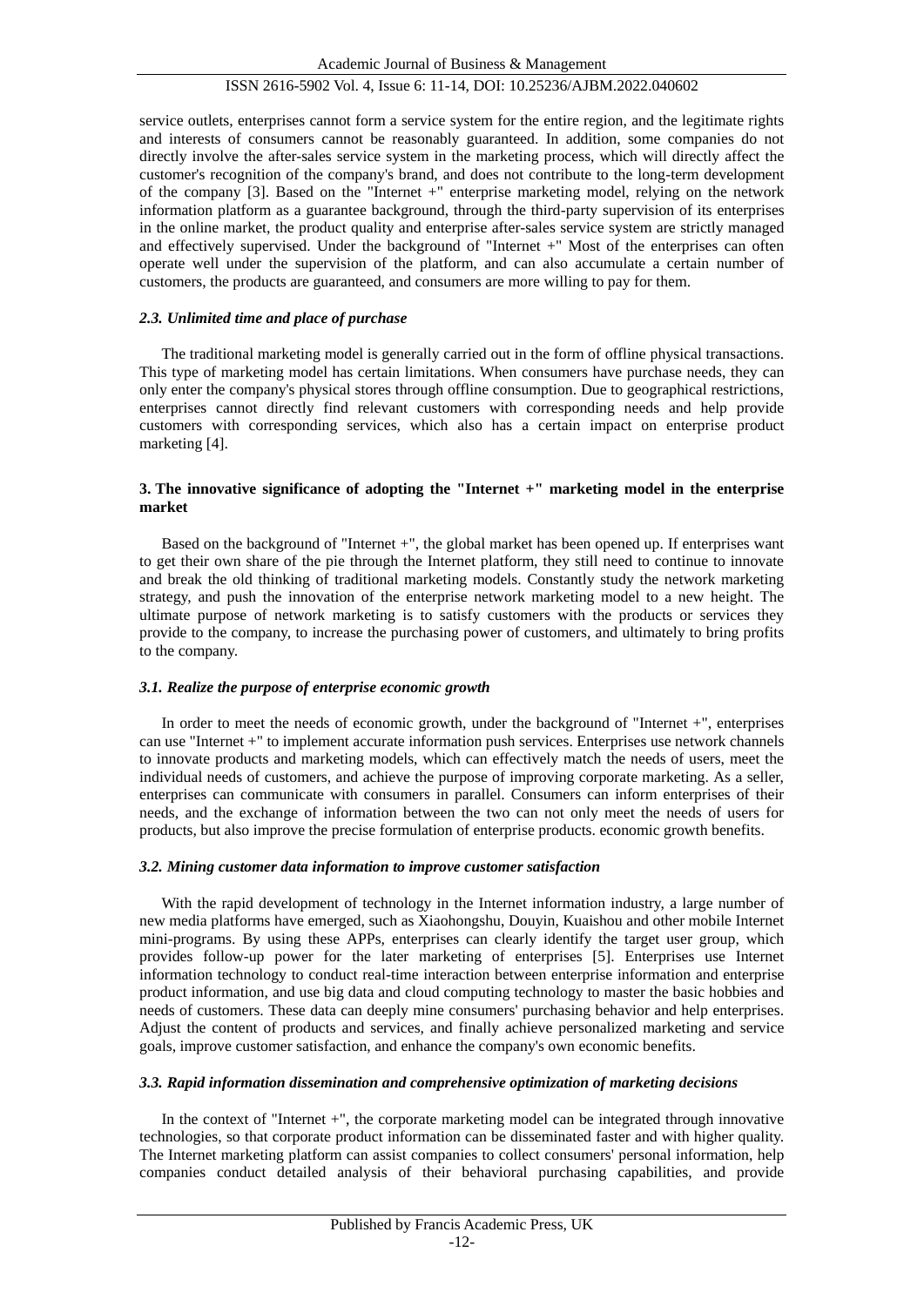service outlets, enterprises cannot form a service system for the entire region, and the legitimate rights and interests of consumers cannot be reasonably guaranteed. In addition, some companies do not directly involve the after-sales service system in the marketing process, which will directly affect the customer's recognition of the company's brand, and does not contribute to the long-term development of the company [3]. Based on the "Internet +" enterprise marketing model, relying on the network information platform as a guarantee background, through the third-party supervision of its enterprises in the online market, the product quality and enterprise after-sales service system are strictly managed and effectively supervised. Under the background of "Internet +" Most of the enterprises can often operate well under the supervision of the platform, and can also accumulate a certain number of customers, the products are guaranteed, and consumers are more willing to pay for them.

### *2.3. Unlimited time and place of purchase*

The traditional marketing model is generally carried out in the form of offline physical transactions. This type of marketing model has certain limitations. When consumers have purchase needs, they can only enter the company's physical stores through offline consumption. Due to geographical restrictions, enterprises cannot directly find relevant customers with corresponding needs and help provide customers with corresponding services, which also has a certain impact on enterprise product marketing [4].

## 3. The innovative significance of adopting the "Internet +" marketing model in the enterprise market

Based on the background of "Internet +", the global market has been opened up. If enterprises want to get their own share of the pie through the Internet platform, they still need to continue to innovate and break the old thinking of traditional marketing models. Constantly study the network marketing strategy, and push the innovation of the enterprise network marketing model to a new height. The ultimate purpose of network marketing is to satisfy customers with the products or services they provide to the company, to increase the purchasing power of customers, and ultimately to bring profits to the company.

### *3.1. Realize the purpose of enterprise economic growth*

In order to meet the needs of economic growth, under the background of "Internet +", enterprises can use "Internet +" to implement accurate information push services. Enterprises use network channels to innovate products and marketing models, which can effectively match the needs of users, meet the individual needs of customers, and achieve the purpose of improving corporate marketing. As a seller, enterprises can communicate with consumers in parallel. Consumers can inform enterprises of their needs, and the exchange of information between the two can not only meet the needs of users for products, but also improve the precise formulation of enterprise products. economic growth benefits.

### *3.2. Mining customer data information to improve customer satisfaction*

With the rapid development of technology in the Internet information industry, a large number of new media platforms have emerged, such as Xiaohongshu, Douyin, Kuaishou and other mobile Internet mini-programs. By using these APPs, enterprises can clearly identify the target user group, which provides follow-up power for the later marketing of enterprises [5]. Enterprises use Internet information technology to conduct real-time interaction between enterprise information and enterprise product information, and use big data and cloud computing technology to master the basic hobbies and needs of customers. These data can deeply mine consumers' purchasing behavior and help enterprises. Adjust the content of products and services, and finally achieve personalized marketing and service goals, improve customer satisfaction, and enhance the company's own economic benefits.

### *3.3. Rapid information dissemination and comprehensive optimization of marketing decisions*

In the context of "Internet +", the corporate marketing model can be integrated through innovative technologies, so that corporate product information can be disseminated faster and with higher quality. The Internet marketing platform can assist companies to collect consumers' personal information, help companies conduct detailed analysis of their behavioral purchasing capabilities, and provide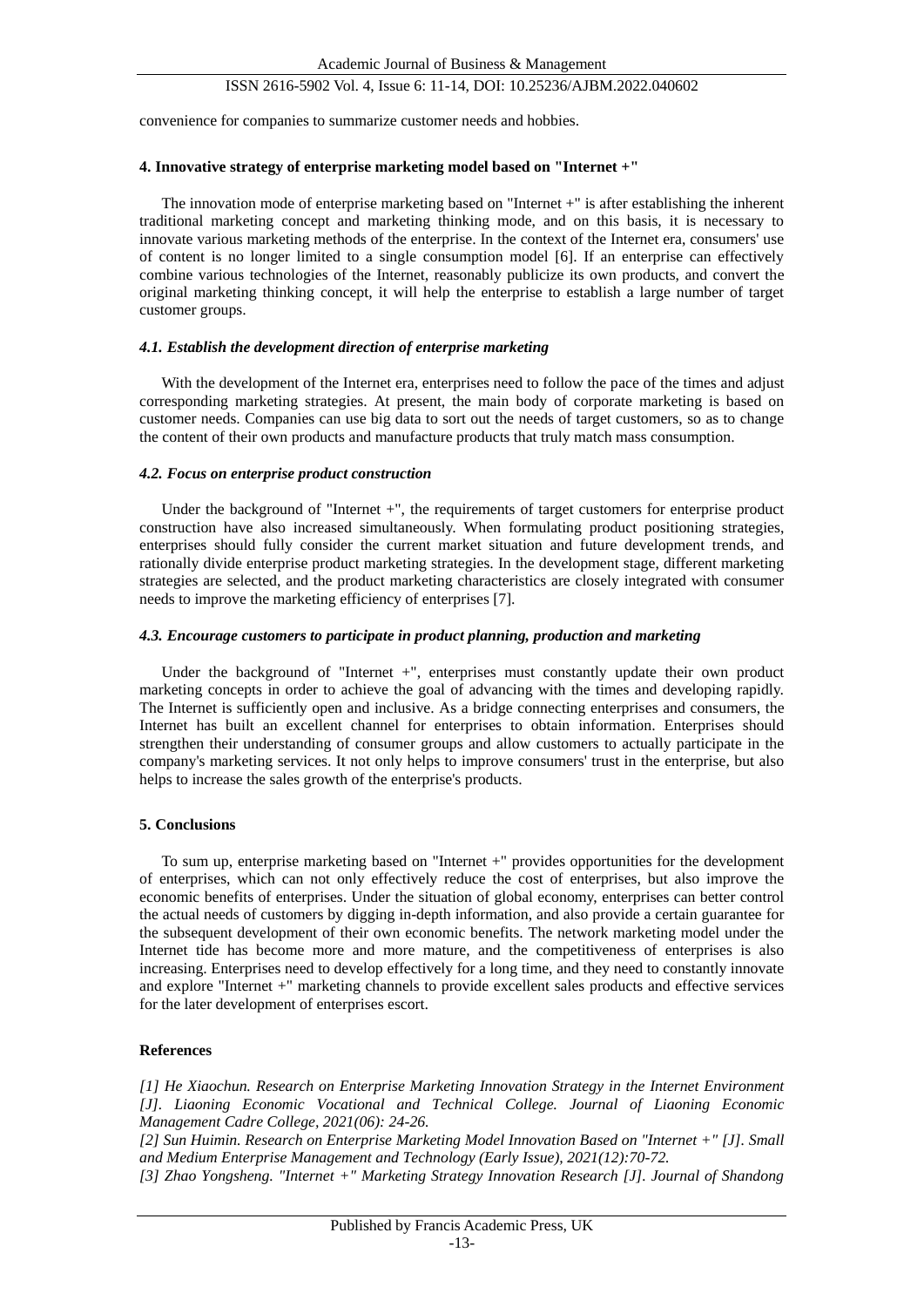convenience for companies to summarize customer needs and hobbies.

## 4. Innovative strategy of enterprise marketing model based on "Internet +"

The innovation mode of enterprise marketing based on "Internet +" is after establishing the inherent traditional marketing concept and marketing thinking mode, and on this basis, it is necessary to innovate various marketing methods of the enterprise. In the context of the Internet era, consumers' use of content is no longer limited to a single consumption model [6]. If an enterprise can effectively combine various technologies of the Internet, reasonably publicize its own products, and convert the original marketing thinking concept, it will help the enterprise to establish a large number of target customer groups.

### *4.1. Establish the development direction of enterprise marketing*

With the development of the Internet era, enterprises need to follow the pace of the times and adjust corresponding marketing strategies. At present, the main body of corporate marketing is based on customer needs. Companies can use big data to sort out the needs of target customers, so as to change the content of their own products and manufacture products that truly match mass consumption.

### *4.2. Focus on enterprise product construction*

Under the background of "Internet +", the requirements of target customers for enterprise product construction have also increased simultaneously. When formulating product positioning strategies, enterprises should fully consider the current market situation and future development trends, and rationally divide enterprise product marketing strategies. In the development stage, different marketing strategies are selected, and the product marketing characteristics are closely integrated with consumer needs to improve the marketing efficiency of enterprises [7].

### *4.3. Encourage customers to participate in product planning, production and marketing*

Under the background of "Internet +", enterprises must constantly update their own product marketing concepts in order to achieve the goal of advancing with the times and developing rapidly. The Internet is sufficiently open and inclusive. As a bridge connecting enterprises and consumers, the Internet has built an excellent channel for enterprises to obtain information. Enterprises should strengthen their understanding of consumer groups and allow customers to actually participate in the company's marketing services. It not only helps to improve consumers' trust in the enterprise, but also helps to increase the sales growth of the enterprise's products.

## 5. Conclusions

To sum up, enterprise marketing based on "Internet +" provides opportunities for the development of enterprises, which can not only effectively reduce the cost of enterprises, but also improve the economic benefits of enterprises. Under the situation of global economy, enterprises can better control the actual needs of customers by digging in-depth information, and also provide a certain guarantee for the subsequent development of their own economic benefits. The network marketing model under the Internet tide has become more and more mature, and the competitiveness of enterprises is also increasing. Enterprises need to develop effectively for a long time, and they need to constantly innovate and explore "Internet +" marketing channels to provide excellent sales products and effective services for the later development of enterprises escort.

## References

*[1] He Xiaochun. Research on Enterprise Marketing Innovation Strategy in the Internet Environment [J]. Liaoning Economic Vocational and Technical College. Journal of Liaoning Economic Management Cadre College, 2021(06): 24-26.*

*[2] Sun Huimin. Research on Enterprise Marketing Model Innovation Based on "Internet +" [J]. Small and Medium Enterprise Management and Technology (Early Issue), 2021(12):70-72.*

*[3] Zhao Yongsheng. "Internet +" Marketing Strategy Innovation Research [J]. Journal of Shandong*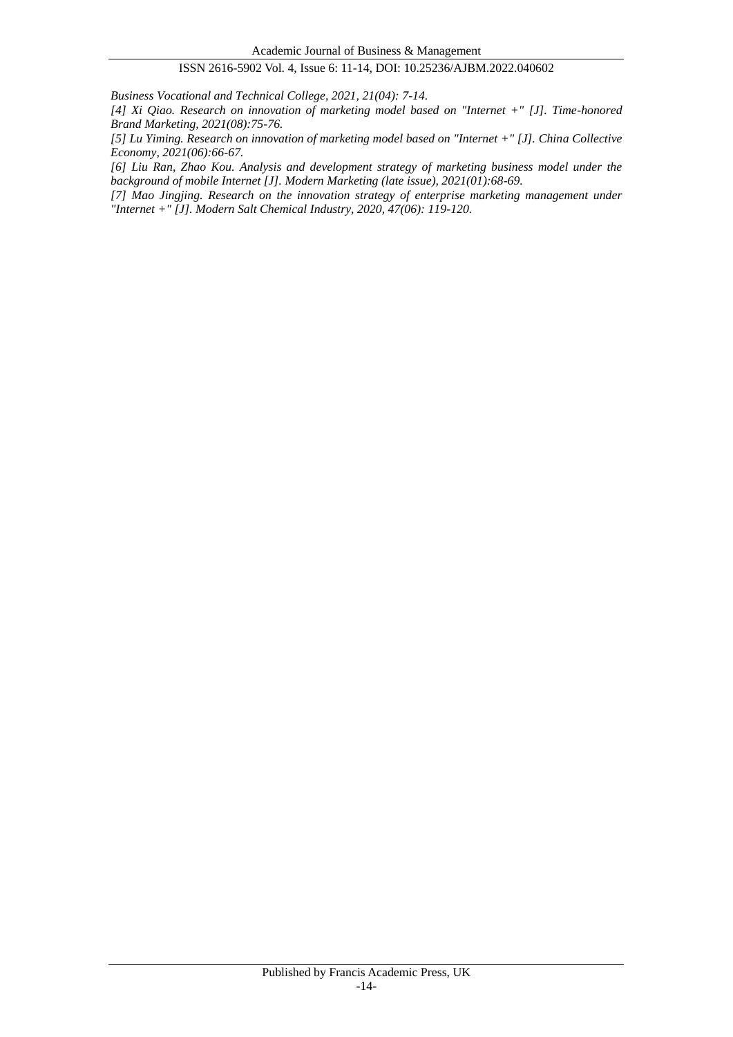*Business Vocational and Technical College, 2021, 21(04): 7-14.*

*[4] Xi Qiao. Research on innovation of marketing model based on "Internet +" [J]. Time-honored Brand Marketing, 2021(08):75-76.*

*[5] Lu Yiming. Research on innovation of marketing model based on "Internet +" [J]. China Collective Economy, 2021(06):66-67.*

*[6] Liu Ran, Zhao Kou. Analysis and development strategy of marketing business model under the background of mobile Internet [J]. Modern Marketing (late issue), 2021(01):68-69.*

*[7] Mao Jingjing. Research on the innovation strategy of enterprise marketing management under "Internet +" [J]. Modern Salt Chemical Industry, 2020, 47(06): 119-120.*